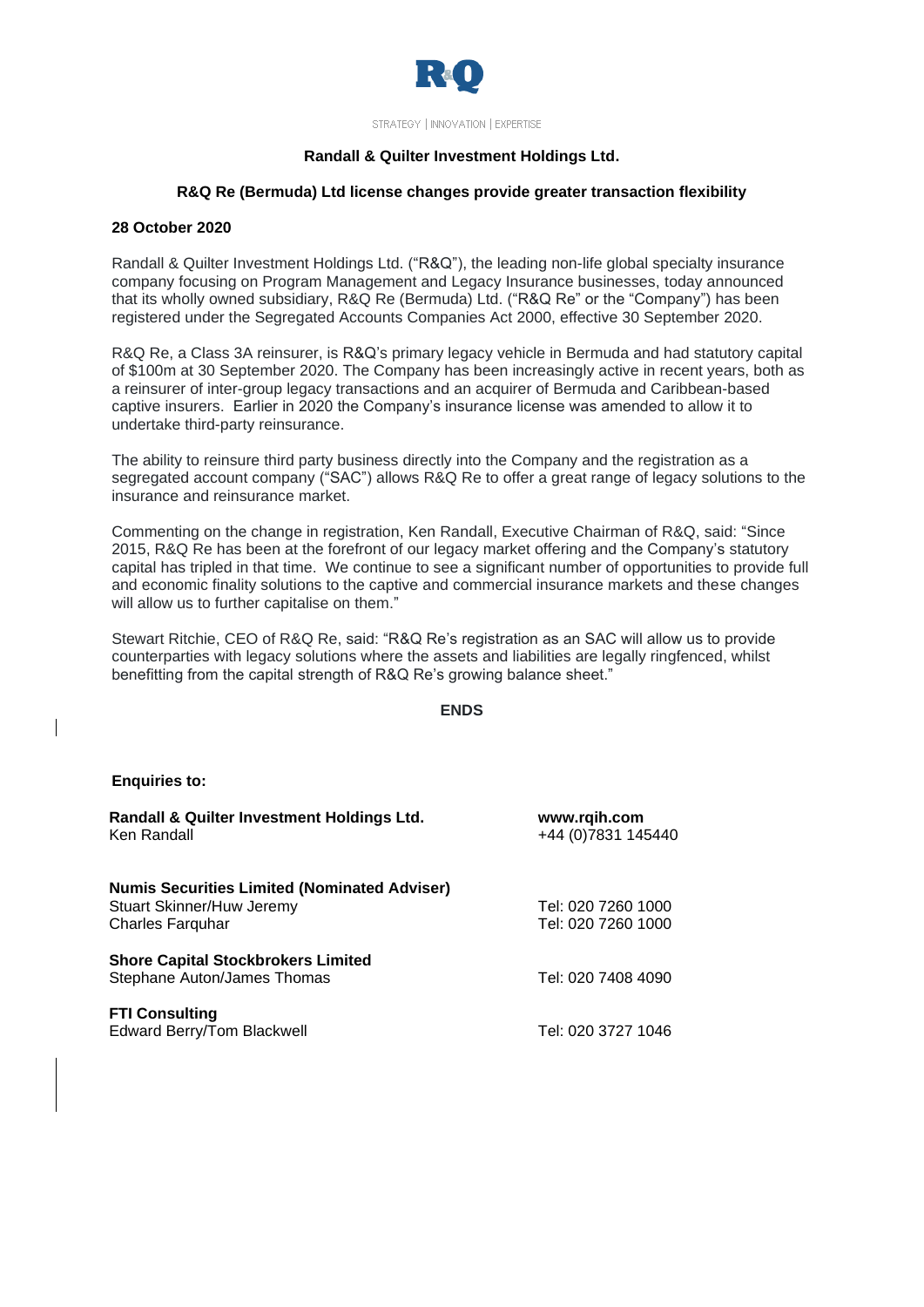STRATEGY | INNOVATION | EXPERTISE

**Randall & Quilter Investment Holdings Ltd.**

**R&Q Re (Bermuda) Ltd license changes provide greater transaction flexibility**

**28 October 2020**

Randall & Quilter Investment Holdings Ltd. ("R&Q"), the leading non-life global specialty insurance company focusing on Program Management and Legacy Insurance businesses, today announced that its wholly owned subsidiary, R&Q Re (Bermuda) Ltd. ("R&Q Re" or the "Company") has been registered under the Segregated Accounts Companies Act 2000, effective 30 September 2020.

R&Q Re, a Class 3A reinsurer, is R&Q's primary legacy vehicle in Bermuda and had statutory capital of $100m at 30 September 2020. The Company has been increasingly active in recent years, both as a reinsurer of inter-group legacy transactions and an acquirer of Bermuda and Caribbean-based captive insurers. Earlier in 2020 the Company's insurance license was amended to allow it to undertake third-party reinsurance.

The ability to reinsure third party business directly into the Company and the registration as a segregated account company ("SAC") allows R&Q Re to offer a great range of legacy solutions to the insurance and reinsurance market.

Commenting on the change in registration, Ken Randall, Executive Chairman of R&Q, said: "Since 2015, R&Q Re has been at the forefront of our legacy market offering and the Company's statutory capital has tripled in that time. We continue to see a significant number of opportunities to provide full and economic finality solutions to the captive and commercial insurance markets and these changes will allow us to further capitalise on them."

Stewart Ritchie, CEO of R&Q Re, said: "R&Q Re's registration as an SAC will allow us to provide counterparties with legacy solutions where the assets and liabilities are legally ringfenced, whilst benefitting from the capital strength of R&Q Re's growing balance sheet."

**ENDS**

**Enquiries to:**

| | |
|---|---|
| **Randall & Quilter Investment Holdings Ltd.**<br>Ken Randall | **www.rqih.com**<br>+44 (0)7831 145440 |
| **Numis Securities Limited (Nominated Adviser)**<br>Stuart Skinner/Huw Jeremy<br>Charles Farquhar | <br>Tel: 020 7260 1000<br>Tel: 020 7260 1000 |
| **Shore Capital Stockbrokers Limited**<br>Stephane Auton/James Thomas | <br>Tel: 020 7408 4090 |
| **FTI Consulting**<br>Edward Berry/Tom Blackwell | <br>Tel: 020 3727 1046 |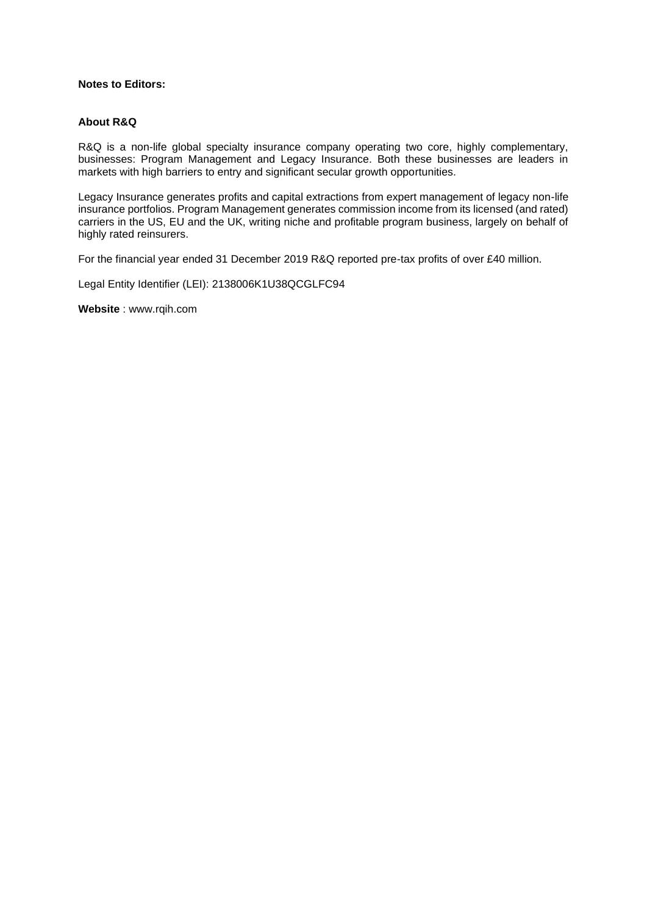**Notes to Editors:**

**About R&Q**

R&Q is a non-life global specialty insurance company operating two core, highly complementary, businesses: Program Management and Legacy Insurance. Both these businesses are leaders in markets with high barriers to entry and significant secular growth opportunities.

Legacy Insurance generates profits and capital extractions from expert management of legacy non-life insurance portfolios. Program Management generates commission income from its licensed (and rated) carriers in the US, EU and the UK, writing niche and profitable program business, largely on behalf of highly rated reinsurers.

For the financial year ended 31 December 2019 R&Q reported pre-tax profits of over £40 million.

Legal Entity Identifier (LEI): 2138006K1U38QCGLFC94

**Website** : www.rqih.com